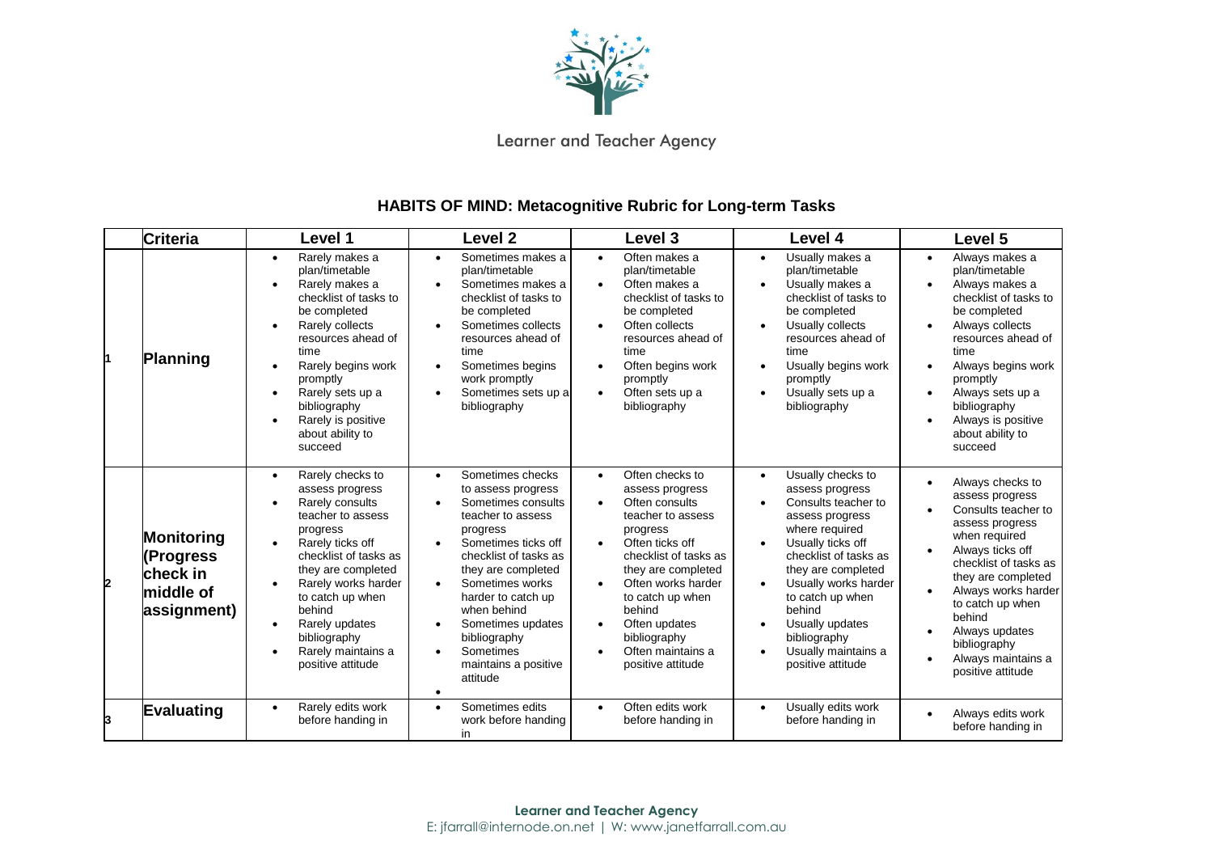Learner and Teacher Agency

## HABITS OF MIND: Metacognitive Rubric for Long-term Tasks

| | Criteria | Level 1 | Level 2 | Level 3 | Level 4 | Level 5 |
|---|---|---|---|---|---|---|
| 1 | **Planning** | • Rarely makes a plan/timetable<br>• Rarely makes a checklist of tasks to be completed<br>• Rarely collects resources ahead of time<br>• Rarely begins work promptly<br>• Rarely sets up a bibliography<br>• Rarely is positive about ability to succeed | • Sometimes makes a plan/timetable<br>• Sometimes makes a checklist of tasks to be completed<br>• Sometimes collects resources ahead of time<br>• Sometimes begins work promptly<br>• Sometimes sets up a bibliography | • Often makes a plan/timetable<br>• Often makes a checklist of tasks to be completed<br>• Often collects resources ahead of time<br>• Often begins work promptly<br>• Often sets up a bibliography | • Usually makes a plan/timetable<br>• Usually makes a checklist of tasks to be completed<br>• Usually collects resources ahead of time<br>• Usually begins work promptly<br>• Usually sets up a bibliography | • Always makes a plan/timetable<br>• Always makes a checklist of tasks to be completed<br>• Always collects resources ahead of time<br>• Always begins work promptly<br>• Always sets up a bibliography<br>• Always is positive about ability to succeed |
| 2 | **Monitoring (Progress check in middle of assignment)** | • Rarely checks to assess progress<br>• Rarely consults teacher to assess progress<br>• Rarely ticks off checklist of tasks as they are completed<br>• Rarely works harder to catch up when behind<br>• Rarely updates bibliography<br>• Rarely maintains a positive attitude | • Sometimes checks to assess progress<br>• Sometimes consults teacher to assess progress<br>• Sometimes ticks off checklist of tasks as they are completed<br>• Sometimes works harder to catch up when behind<br>• Sometimes updates bibliography<br>• Sometimes maintains a positive attitude | • Often checks to assess progress<br>• Often consults teacher to assess progress<br>• Often ticks off checklist of tasks as they are completed<br>• Often works harder to catch up when behind<br>• Often updates bibliography<br>• Often maintains a positive attitude | • Usually checks to assess progress<br>• Consults teacher to assess progress where required<br>• Usually ticks off checklist of tasks as they are completed<br>• Usually works harder to catch up when behind<br>• Usually updates bibliography<br>• Usually maintains a positive attitude | • Always checks to assess progress<br>• Consults teacher to assess progress when required<br>• Always ticks off checklist of tasks as they are completed<br>• Always works harder to catch up when behind<br>• Always updates bibliography<br>• Always maintains a positive attitude |
| 3 | **Evaluating** | • Rarely edits work before handing in | • Sometimes edits work before handing in | • Often edits work before handing in | • Usually edits work before handing in | • Always edits work before handing in |

**Learner and Teacher Agency**
E: jfarrall@internode.on.net | W: www.janetfarrall.com.au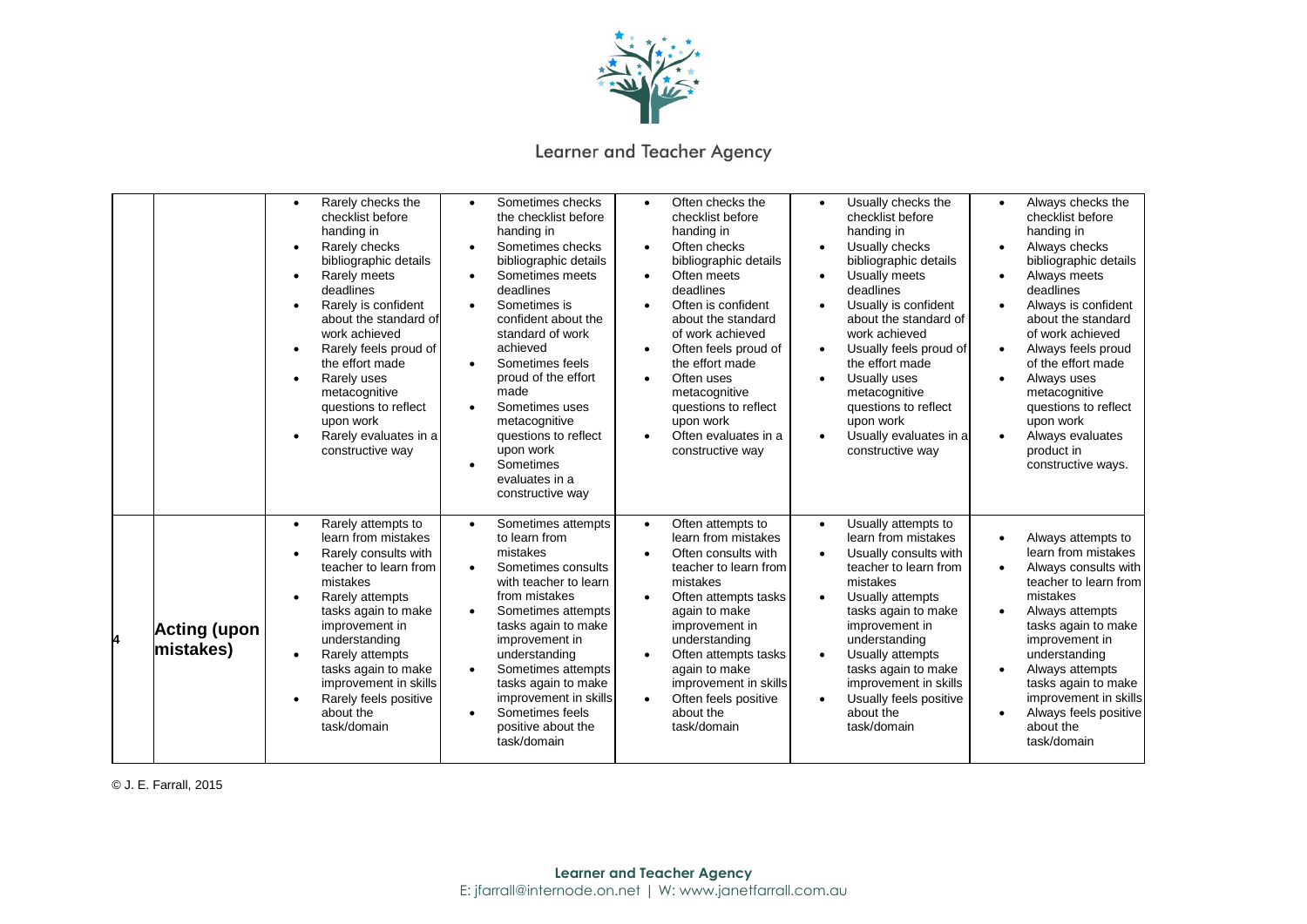Learner and Teacher Agency

| | | | | | | |
|---|---|---|---|---|---|---|
| | | • Rarely checks the checklist before handing in<br>• Rarely checks bibliographic details<br>• Rarely meets deadlines<br>• Rarely is confident about the standard of work achieved<br>• Rarely feels proud of the effort made<br>• Rarely uses metacognitive questions to reflect upon work<br>• Rarely evaluates in a constructive way | • Sometimes checks the checklist before handing in<br>• Sometimes checks bibliographic details<br>• Sometimes meets deadlines<br>• Sometimes is confident about the standard of work achieved<br>• Sometimes feels proud of the effort made<br>• Sometimes uses metacognitive questions to reflect upon work<br>• Sometimes evaluates in a constructive way | • Often checks the checklist before handing in<br>• Often checks bibliographic details<br>• Often meets deadlines<br>• Often is confident about the standard of work achieved<br>• Often feels proud of the effort made<br>• Often uses metacognitive questions to reflect upon work<br>• Often evaluates in a constructive way | • Usually checks the checklist before handing in<br>• Usually checks bibliographic details<br>• Usually meets deadlines<br>• Usually is confident about the standard of work achieved<br>• Usually feels proud of the effort made<br>• Usually uses metacognitive questions to reflect upon work<br>• Usually evaluates in a constructive way | • Always checks the checklist before handing in<br>• Always checks bibliographic details<br>• Always meets deadlines<br>• Always is confident about the standard of work achieved<br>• Always feels proud of the effort made<br>• Always uses metacognitive questions to reflect upon work<br>• Always evaluates product in constructive ways. |
| 4 | **Acting (upon mistakes)** | • Rarely attempts to learn from mistakes<br>• Rarely consults with teacher to learn from mistakes<br>• Rarely attempts tasks again to make improvement in understanding<br>• Rarely attempts tasks again to make improvement in skills<br>• Rarely feels positive about the task/domain | • Sometimes attempts to learn from mistakes<br>• Sometimes consults with teacher to learn from mistakes<br>• Sometimes attempts tasks again to make improvement in understanding<br>• Sometimes attempts tasks again to make improvement in skills<br>• Sometimes feels positive about the task/domain | • Often attempts to learn from mistakes<br>• Often consults with teacher to learn from mistakes<br>• Often attempts tasks again to make improvement in understanding<br>• Often attempts tasks again to make improvement in skills<br>• Often feels positive about the task/domain | • Usually attempts to learn from mistakes<br>• Usually consults with teacher to learn from mistakes<br>• Usually attempts tasks again to make improvement in understanding<br>• Usually attempts tasks again to make improvement in skills<br>• Usually feels positive about the task/domain | • Always attempts to learn from mistakes<br>• Always consults with teacher to learn from mistakes<br>• Always attempts tasks again to make improvement in understanding<br>• Always attempts tasks again to make improvement in skills<br>• Always feels positive about the task/domain |

© J. E. Farrall, 2015

**Learner and Teacher Agency**
E: jfarrall@internode.on.net | W: www.janetfarrall.com.au